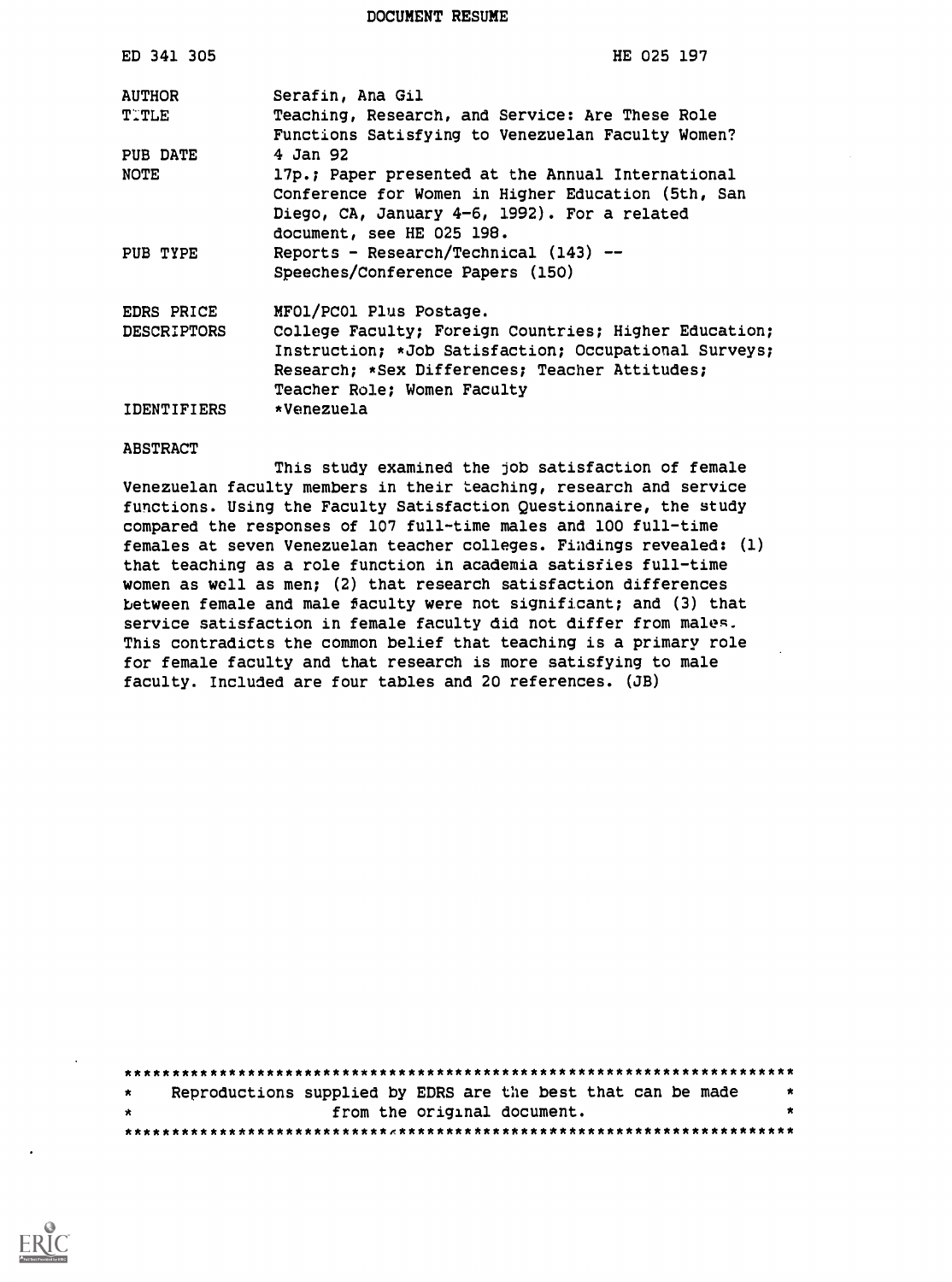DOCUMENT RESUME

| | |
|---|---|
| ED 341 305 | HE 025 197 |
| AUTHOR | Serafin, Ana Gil |
| TITLE | Teaching, Research, and Service: Are These Role Functions Satisfying to Venezuelan Faculty Women? |
| PUB DATE | 4 Jan 92 |
| NOTE | 17p.; Paper presented at the Annual International Conference for Women in Higher Education (5th, San Diego, CA, January 4-6, 1992). For a related document, see HE 025 198. |
| PUB TYPE | Reports - Research/Technical (143) -- Speeches/Conference Papers (150) |
| EDRS PRICE | MF01/PC01 Plus Postage. |
| DESCRIPTORS | College Faculty; Foreign Countries; Higher Education; Instruction; *Job Satisfaction; Occupational Surveys; Research; *Sex Differences; Teacher Attitudes; Teacher Role; Women Faculty |
| IDENTIFIERS | *Venezuela |

ABSTRACT

This study examined the job satisfaction of female Venezuelan faculty members in their teaching, research and service functions. Using the Faculty Satisfaction Questionnaire, the study compared the responses of 107 full-time males and 100 full-time females at seven Venezuelan teacher colleges. Findings revealed: (1) that teaching as a role function in academia satisfies full-time women as well as men; (2) that research satisfaction differences between female and male faculty were not significant; and (3) that service satisfaction in female faculty did not differ from males. This contradicts the common belief that teaching is a primary role for female faculty and that research is more satisfying to male faculty. Included are four tables and 20 references. (JB)

***********************************************************************
* Reproductions supplied by EDRS are the best that can be made *
* from the original document. *
***********************************************************************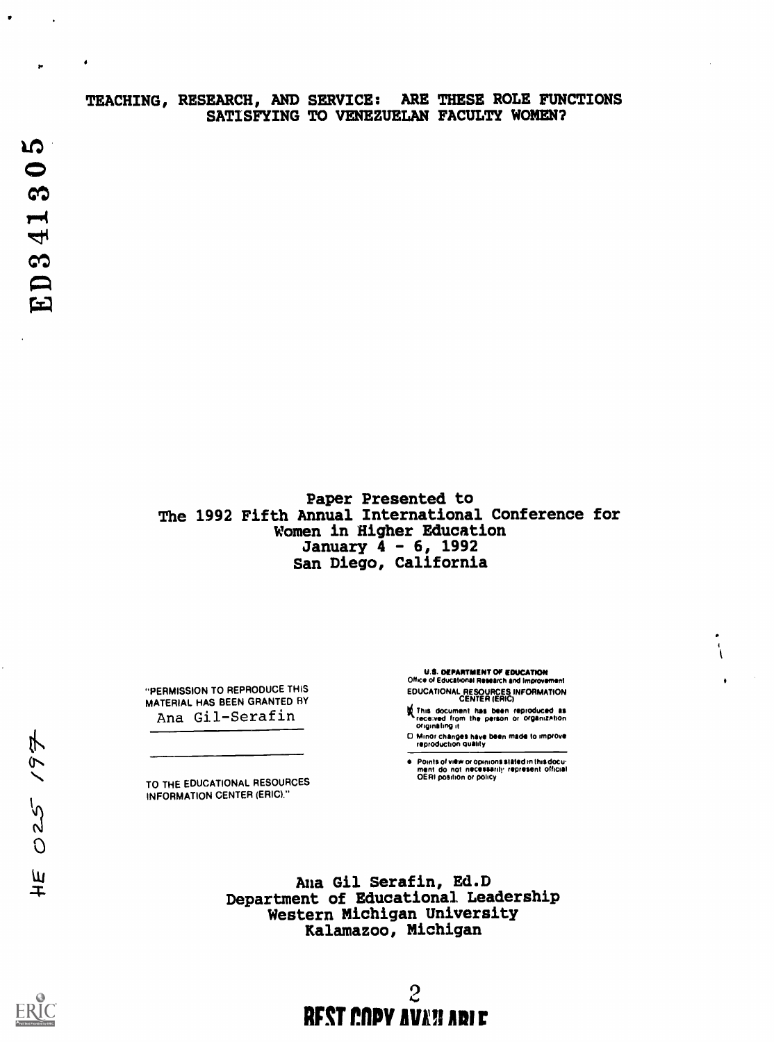# TEACHING, RESEARCH, AND SERVICE: ARE THESE ROLE FUNCTIONS SATISFYING TO VENEZUELAN FACULTY WOMEN?

ED341305

Paper Presented to
The 1992 Fifth Annual International Conference for Women in Higher Education
January 4 - 6, 1992
San Diego, California

"PERMISSION TO REPRODUCE THIS MATERIAL HAS BEEN GRANTED BY
Ana Gil-Serafin

TO THE EDUCATIONAL RESOURCES INFORMATION CENTER (ERIC)."

U.S. DEPARTMENT OF EDUCATION
Office of Educational Research and Improvement
EDUCATIONAL RESOURCES INFORMATION CENTER (ERIC)

- This document has been reproduced as received from the person or organization originating it
- Minor changes have been made to improve reproduction quality
- Points of view or opinions stated in this document do not necessarily represent official OERI position or policy

HE 025 197

Ana Gil Serafin, Ed.D
Department of Educational Leadership
Western Michigan University
Kalamazoo, Michigan

BEST COPY AVAILABLE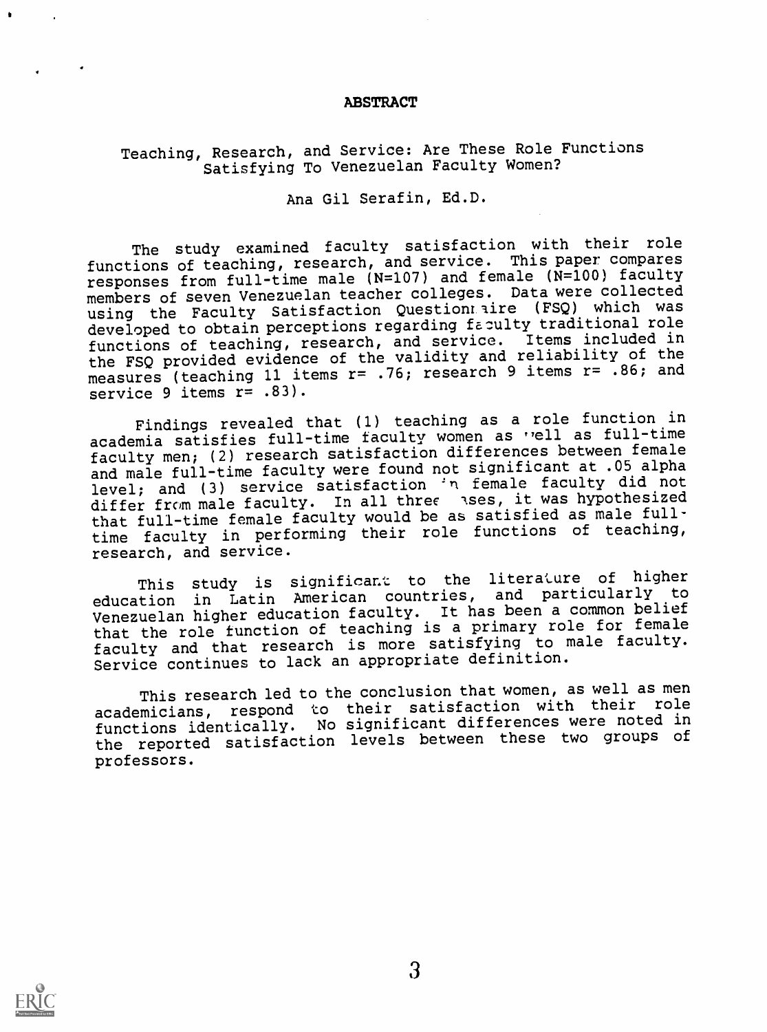# ABSTRACT

## Teaching, Research, and Service: Are These Role Functions Satisfying To Venezuelan Faculty Women?

Ana Gil Serafin, Ed.D.

The study examined faculty satisfaction with their role functions of teaching, research, and service. This paper compares responses from full-time male (N=107) and female (N=100) faculty members of seven Venezuelan teacher colleges. Data were collected using the Faculty Satisfaction Questionnaire (FSQ) which was developed to obtain perceptions regarding faculty traditional role functions of teaching, research, and service. Items included in the FSQ provided evidence of the validity and reliability of the measures (teaching 11 items $r= .76$; research 9 items $r= .86$; and service 9 items $r= .83$).

Findings revealed that (1) teaching as a role function in academia satisfies full-time faculty women as well as full-time faculty men; (2) research satisfaction differences between female and male full-time faculty were found not significant at .05 alpha level; and (3) service satisfaction in female faculty did not differ from male faculty. In all three cases, it was hypothesized that full-time female faculty would be as satisfied as male full-time faculty in performing their role functions of teaching, research, and service.

This study is significant to the literature of higher education in Latin American countries, and particularly to Venezuelan higher education faculty. It has been a common belief that the role function of teaching is a primary role for female faculty and that research is more satisfying to male faculty. Service continues to lack an appropriate definition.

This research led to the conclusion that women, as well as men academicians, respond to their satisfaction with their role functions identically. No significant differences were noted in the reported satisfaction levels between these two groups of professors.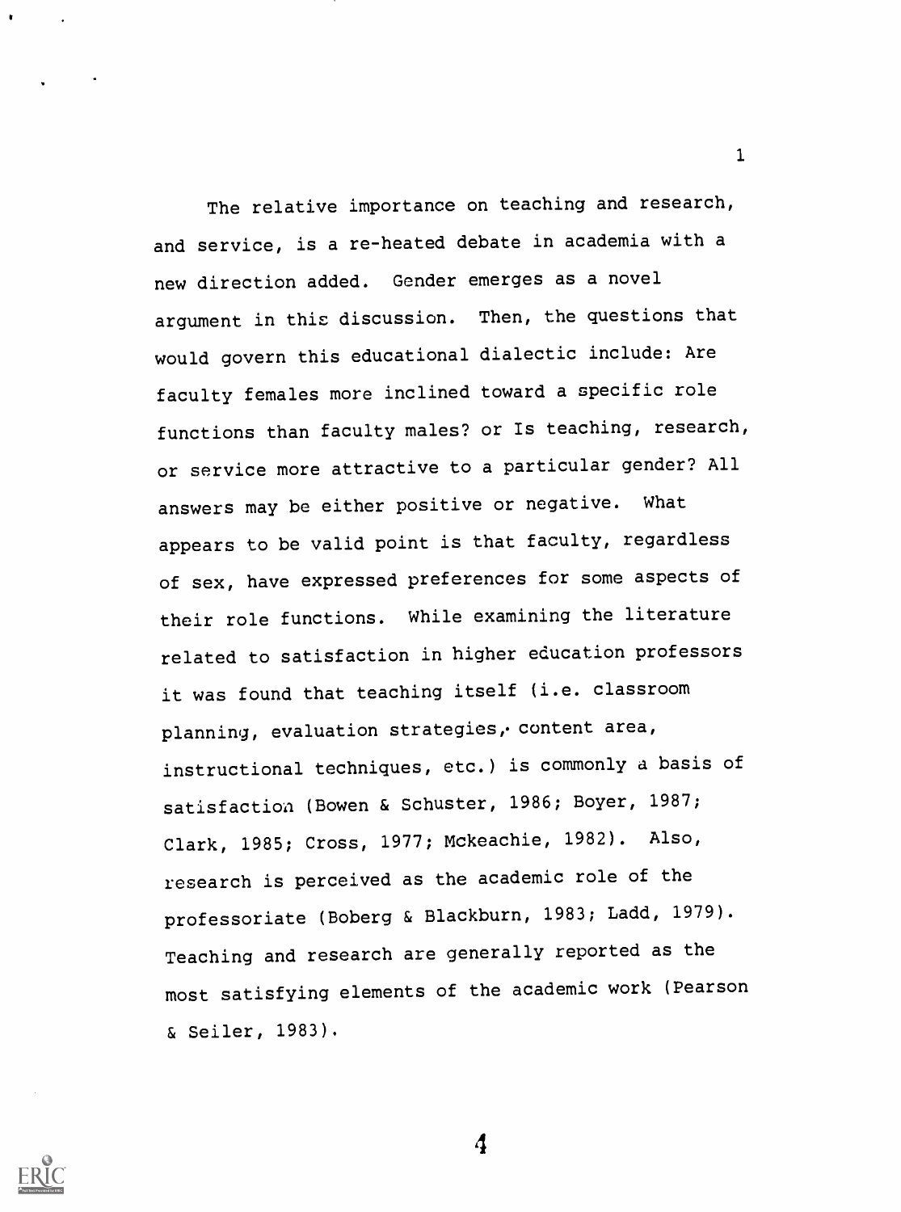The relative importance on teaching and research, and service, is a re-heated debate in academia with a new direction added. Gender emerges as a novel argument in this discussion. Then, the questions that would govern this educational dialectic include: Are faculty females more inclined toward a specific role functions than faculty males? or Is teaching, research, or service more attractive to a particular gender? All answers may be either positive or negative. What appears to be valid point is that faculty, regardless of sex, have expressed preferences for some aspects of their role functions. While examining the literature related to satisfaction in higher education professors it was found that teaching itself (i.e. classroom planning, evaluation strategies, content area, instructional techniques, etc.) is commonly a basis of satisfaction (Bowen & Schuster, 1986; Boyer, 1987; Clark, 1985; Cross, 1977; Mckeachie, 1982). Also, research is perceived as the academic role of the professoriate (Boberg & Blackburn, 1983; Ladd, 1979). Teaching and research are generally reported as the most satisfying elements of the academic work (Pearson & Seiler, 1983).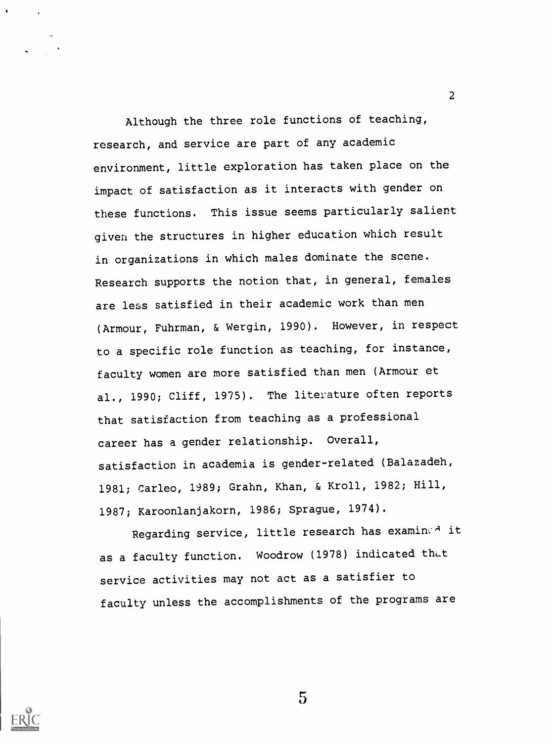Although the three role functions of teaching, research, and service are part of any academic environment, little exploration has taken place on the impact of satisfaction as it interacts with gender on these functions. This issue seems particularly salient given the structures in higher education which result in organizations in which males dominate the scene. Research supports the notion that, in general, females are less satisfied in their academic work than men (Armour, Fuhrman, & Wergin, 1990). However, in respect to a specific role function as teaching, for instance, faculty women are more satisfied than men (Armour et al., 1990; Cliff, 1975). The literature often reports that satisfaction from teaching as a professional career has a gender relationship. Overall, satisfaction in academia is gender-related (Balazadeh, 1981; Carleo, 1989; Grahn, Khan, & Kroll, 1982; Hill, 1987; Karoonlanjakorn, 1986; Sprague, 1974).

Regarding service, little research has examined it as a faculty function. Woodrow (1978) indicated that service activities may not act as a satisfier to faculty unless the accomplishments of the programs are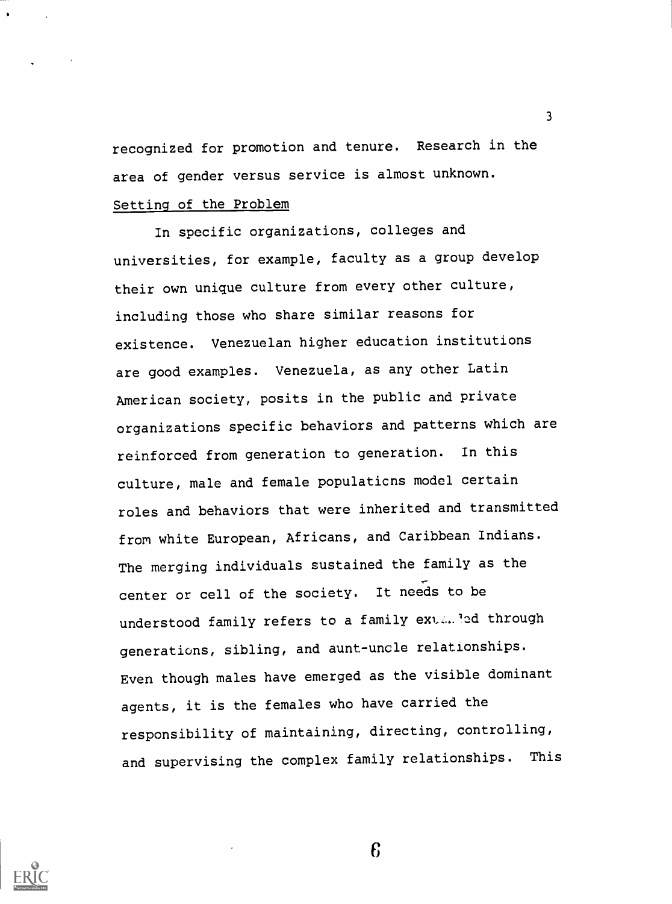recognized for promotion and tenure. Research in the area of gender versus service is almost unknown.

Setting of the Problem

In specific organizations, colleges and universities, for example, faculty as a group develop their own unique culture from every other culture, including those who share similar reasons for existence. Venezuelan higher education institutions are good examples. Venezuela, as any other Latin American society, posits in the public and private organizations specific behaviors and patterns which are reinforced from generation to generation. In this culture, male and female populations model certain roles and behaviors that were inherited and transmitted from white European, Africans, and Caribbean Indians. The merging individuals sustained the family as the center or cell of the society. It needs to be understood family refers to a family extended through generations, sibling, and aunt-uncle relationships. Even though males have emerged as the visible dominant agents, it is the females who have carried the responsibility of maintaining, directing, controlling, and supervising the complex family relationships. This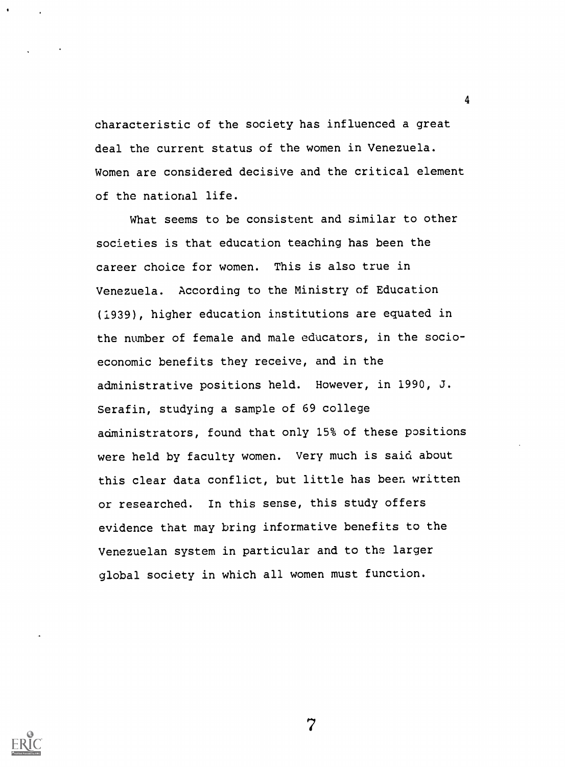characteristic of the society has influenced a great deal the current status of the women in Venezuela. Women are considered decisive and the critical element of the national life.

What seems to be consistent and similar to other societies is that education teaching has been the career choice for women. This is also true in Venezuela. According to the Ministry of Education (1939), higher education institutions are equated in the number of female and male educators, in the socio-economic benefits they receive, and in the administrative positions held. However, in 1990, J. Serafin, studying a sample of 69 college administrators, found that only 15% of these positions were held by faculty women. Very much is said about this clear data conflict, but little has been written or researched. In this sense, this study offers evidence that may bring informative benefits to the Venezuelan system in particular and to the larger global society in which all women must function.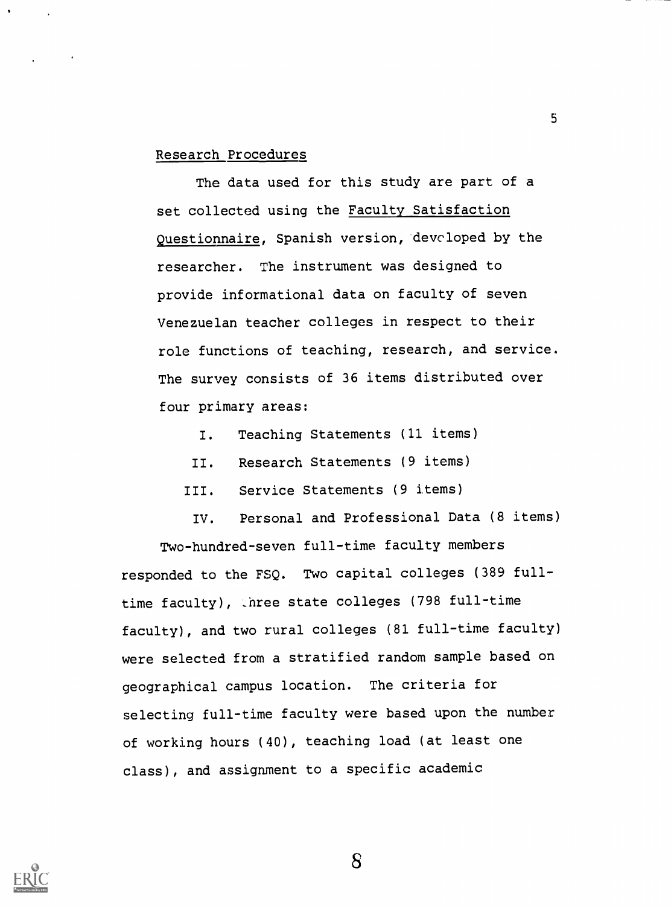## Research Procedures

The data used for this study are part of a set collected using the Faculty Satisfaction Questionnaire, Spanish version, developed by the researcher. The instrument was designed to provide informational data on faculty of seven Venezuelan teacher colleges in respect to their role functions of teaching, research, and service. The survey consists of 36 items distributed over four primary areas:

I. Teaching Statements (11 items)

II. Research Statements (9 items)

III. Service Statements (9 items)

IV. Personal and Professional Data (8 items)

Two-hundred-seven full-time faculty members responded to the FSQ. Two capital colleges (389 full-time faculty), three state colleges (798 full-time faculty), and two rural colleges (81 full-time faculty) were selected from a stratified random sample based on geographical campus location. The criteria for selecting full-time faculty were based upon the number of working hours (40), teaching load (at least one class), and assignment to a specific academic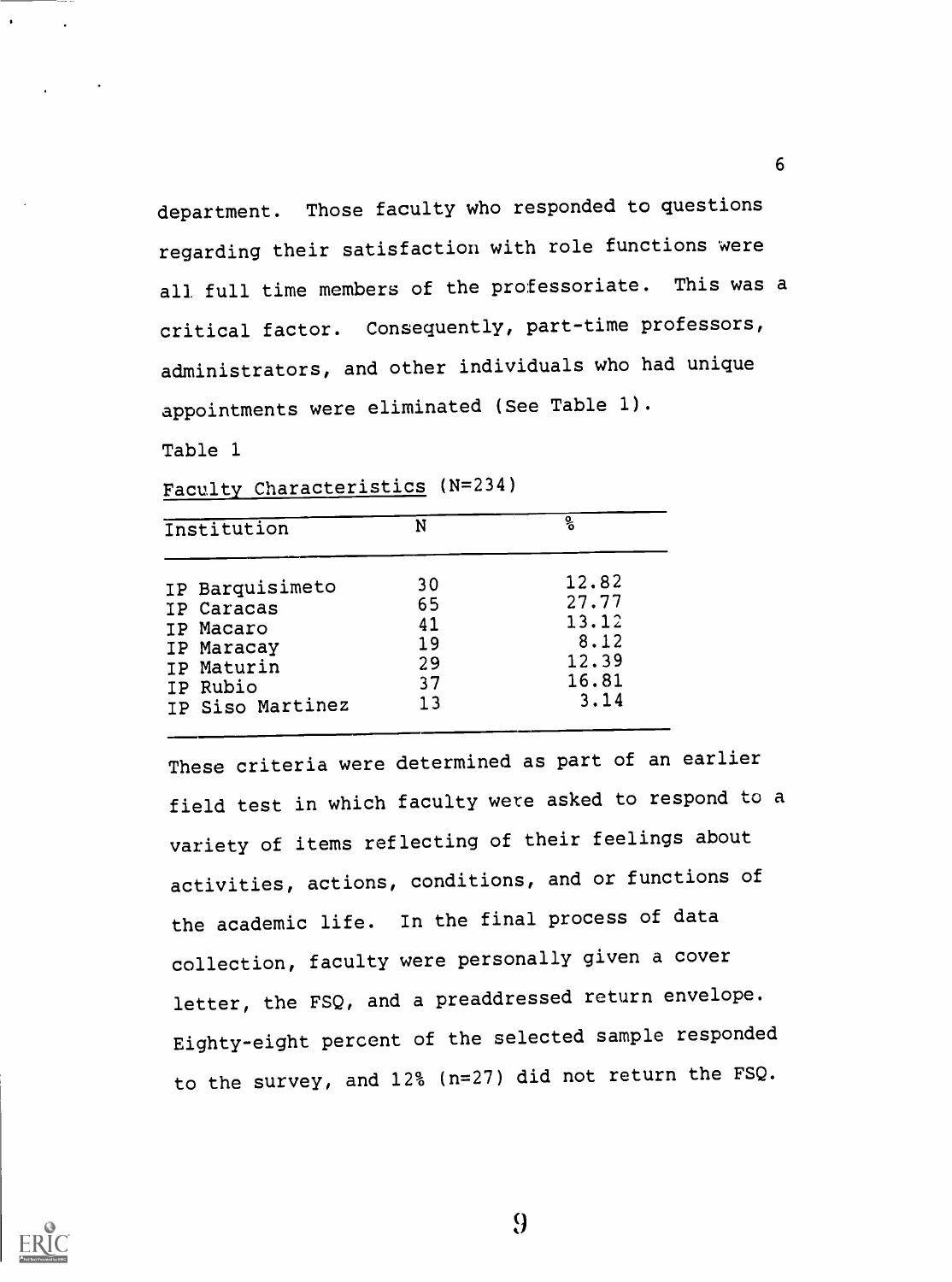department. Those faculty who responded to questions regarding their satisfaction with role functions were all full time members of the professoriate. This was a critical factor. Consequently, part-time professors, administrators, and other individuals who had unique appointments were eliminated (See Table 1).

Table 1

Faculty Characteristics (N=234)

| Institution | N | % |
|---|---|---|
| IP Barquisimeto | 30 | 12.82 |
| IP Caracas | 65 | 27.77 |
| IP Macaro | 41 | 13.12 |
| IP Maracay | 19 | 8.12 |
| IP Maturin | 29 | 12.39 |
| IP Rubio | 37 | 16.81 |
| IP Siso Martinez | 13 | 3.14 |

These criteria were determined as part of an earlier field test in which faculty were asked to respond to a variety of items reflecting of their feelings about activities, actions, conditions, and or functions of the academic life. In the final process of data collection, faculty were personally given a cover letter, the FSQ, and a preaddressed return envelope. Eighty-eight percent of the selected sample responded to the survey, and 12% (n=27) did not return the FSQ.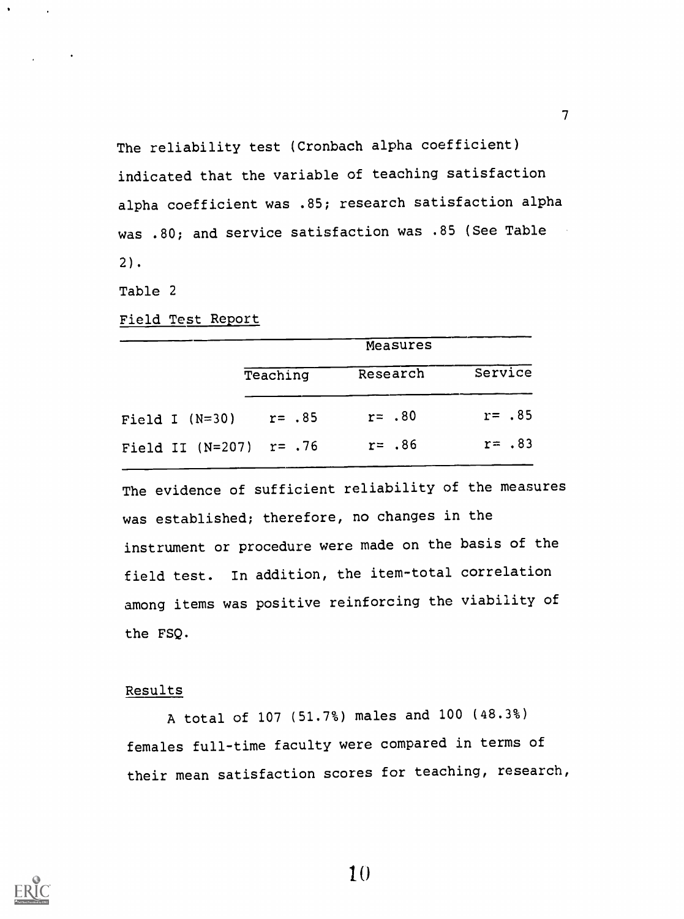The reliability test (Cronbach alpha coefficient) indicated that the variable of teaching satisfaction alpha coefficient was .85; research satisfaction alpha was .80; and service satisfaction was .85 (See Table 2).

Table 2

Field Test Report

| | Measures | | |
|---|---|---|---|
| | Teaching | Research | Service |
| Field I (N=30) | r= .85 | r= .80 | r= .85 |
| Field II (N=207) | r= .76 | r= .86 | r= .83 |

The evidence of sufficient reliability of the measures was established; therefore, no changes in the instrument or procedure were made on the basis of the field test. In addition, the item-total correlation among items was positive reinforcing the viability of the FSQ.

## Results

A total of 107 (51.7%) males and 100 (48.3%) females full-time faculty were compared in terms of their mean satisfaction scores for teaching, research,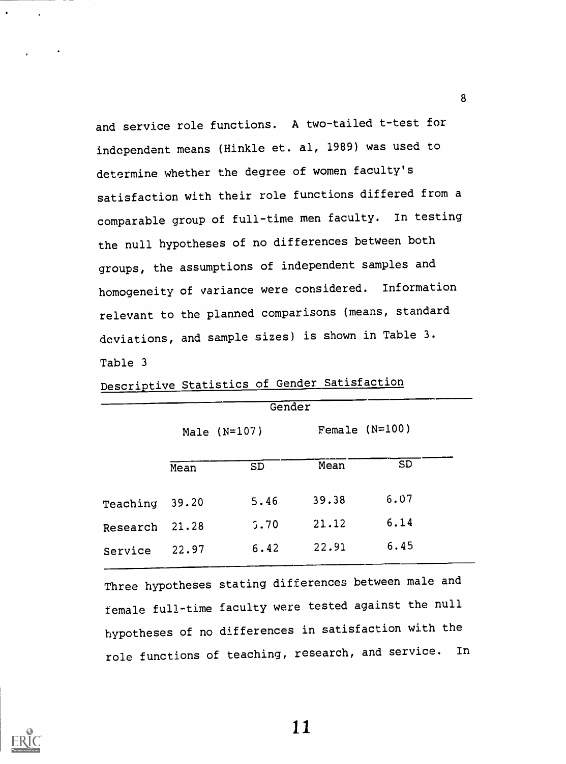and service role functions. A two-tailed t-test for independant means (Hinkle et. al, 1989) was used to determine whether the degree of women faculty's satisfaction with their role functions differed from a comparable group of full-time men faculty. In testing the null hypotheses of no differences between both groups, the assumptions of independent samples and homogeneity of variance were considered. Information relevant to the planned comparisons (means, standard deviations, and sample sizes) is shown in Table 3.

Table 3

Descriptive Statistics of Gender Satisfaction

| | Gender | | | |
|---|---|---|---|---|
| | Male (N=107) | | Female (N=100) | |
| | Mean | SD | Mean | SD |
| Teaching | 39.20 | 5.46 | 39.38 | 6.07 |
| Research | 21.28 | 5.70 | 21.12 | 6.14 |
| Service | 22.97 | 6.42 | 22.91 | 6.45 |

Three hypotheses stating differences between male and female full-time faculty were tested against the null hypotheses of no differences in satisfaction with the role functions of teaching, research, and service. In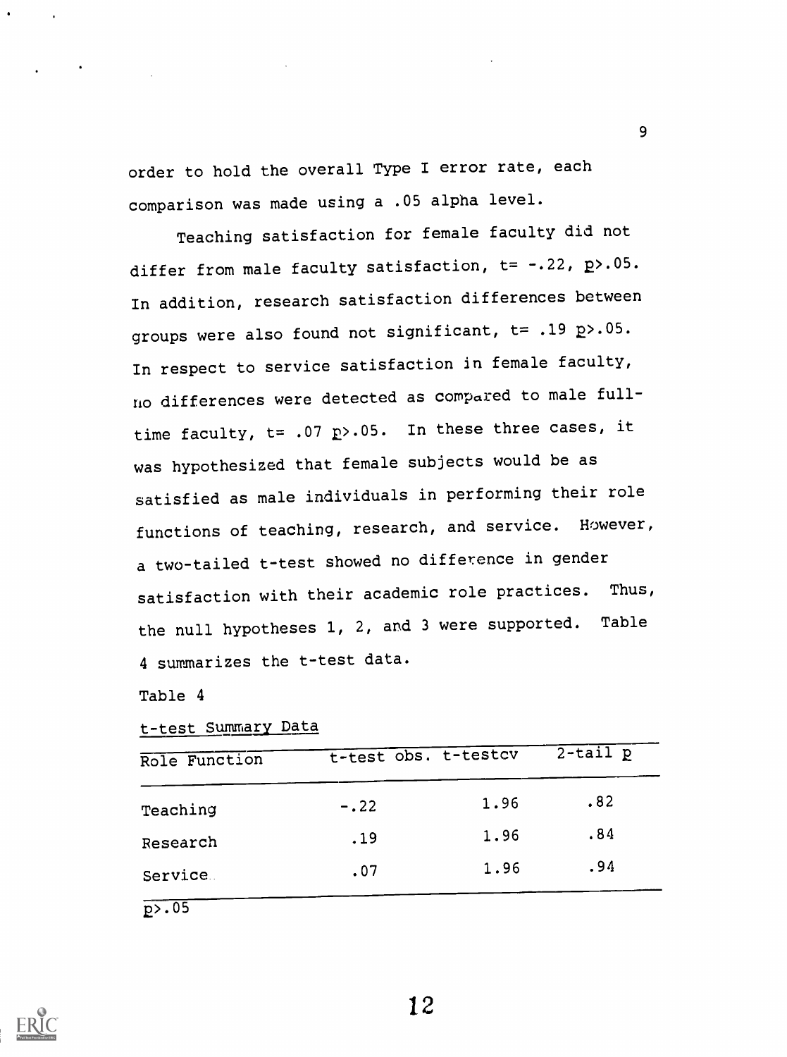order to hold the overall Type I error rate, each comparison was made using a .05 alpha level.

Teaching satisfaction for female faculty did not differ from male faculty satisfaction, $t = -.22$, $p > .05$. In addition, research satisfaction differences between groups were also found not significant, $t = .19$ $p > .05$. In respect to service satisfaction in female faculty, no differences were detected as compared to male full-time faculty, $t = .07$ $p > .05$. In these three cases, it was hypothesized that female subjects would be as satisfied as male individuals in performing their role functions of teaching, research, and service. However, a two-tailed t-test showed no difference in gender satisfaction with their academic role practices. Thus, the null hypotheses 1, 2, and 3 were supported. Table 4 summarizes the t-test data.

Table 4

t-test Summary Data

| Role Function | t-test obs. | t-testcv | 2-tail p |
|---|---|---|---|
| Teaching | -.22 | 1.96 | .82 |
| Research | .19 | 1.96 | .84 |
| Service | .07 | 1.96 | .94 |

$p > .05$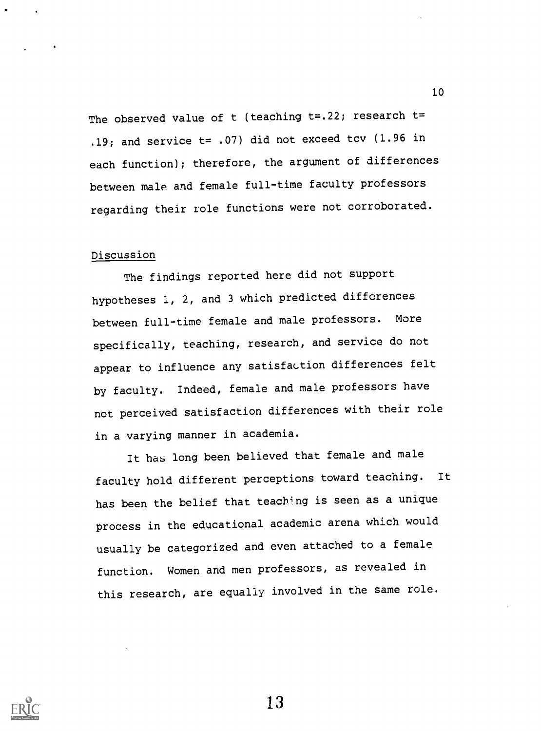The observed value of t (teaching $t=.22$; research $t=.19$; and service $t= .07$) did not exceed tcv (1.96 in each function); therefore, the argument of differences between male and female full-time faculty professors regarding their role functions were not corroborated.

## Discussion

The findings reported here did not support hypotheses 1, 2, and 3 which predicted differences between full-time female and male professors. More specifically, teaching, research, and service do not appear to influence any satisfaction differences felt by faculty. Indeed, female and male professors have not perceived satisfaction differences with their role in a varying manner in academia.

It has long been believed that female and male faculty hold different perceptions toward teaching. It has been the belief that teaching is seen as a unique process in the educational academic arena which would usually be categorized and even attached to a female function. Women and men professors, as revealed in this research, are equally involved in the same role.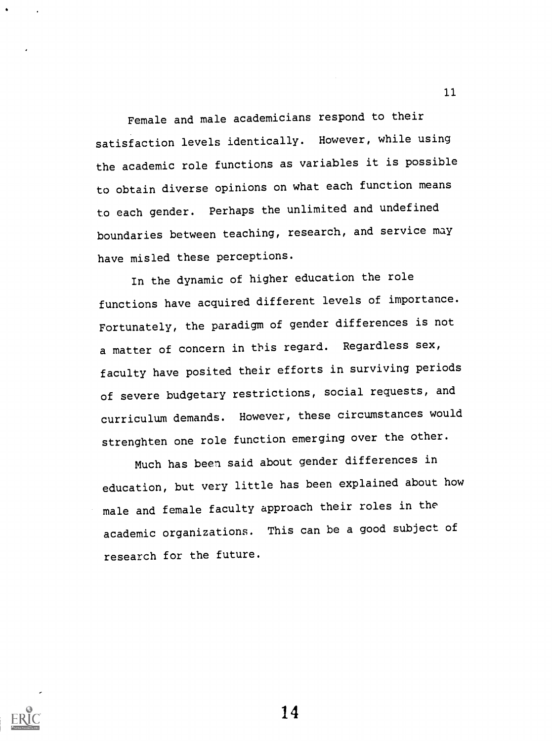Female and male academicians respond to their satisfaction levels identically. However, while using the academic role functions as variables it is possible to obtain diverse opinions on what each function means to each gender. Perhaps the unlimited and undefined boundaries between teaching, research, and service may have misled these perceptions.

In the dynamic of higher education the role functions have acquired different levels of importance. Fortunately, the paradigm of gender differences is not a matter of concern in this regard. Regardless sex, faculty have posited their efforts in surviving periods of severe budgetary restrictions, social requests, and curriculum demands. However, these circumstances would strenghten one role function emerging over the other.

Much has been said about gender differences in education, but very little has been explained about how male and female faculty approach their roles in the academic organizations. This can be a good subject of research for the future.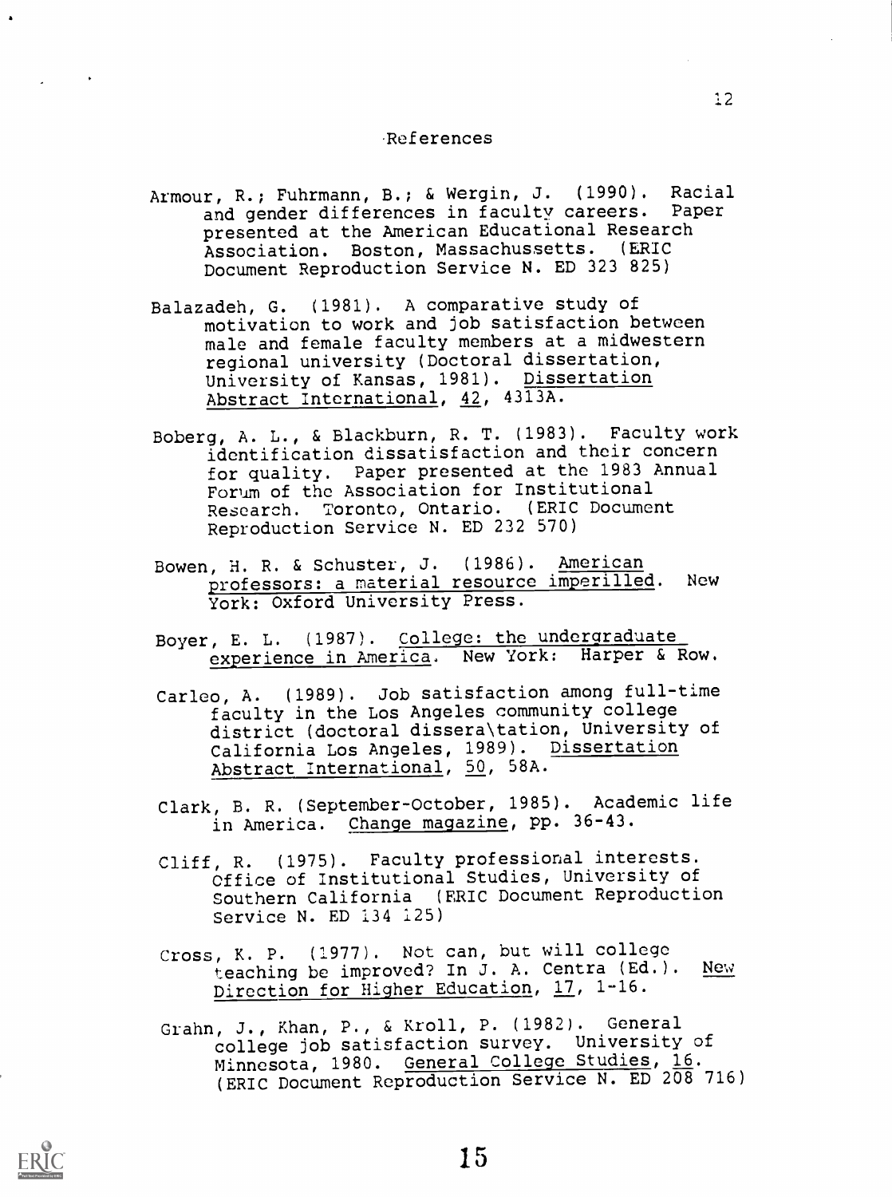## References

Armour, R.; Fuhrmann, B.; & Wergin, J. (1990). Racial and gender differences in faculty careers. Paper presented at the American Educational Research Association. Boston, Massachussetts. (ERIC Document Reproduction Service N. ED 323 825)

Balazadeh, G. (1981). A comparative study of motivation to work and job satisfaction between male and female faculty members at a midwestern regional university (Doctoral dissertation, University of Kansas, 1981). Dissertation Abstract International, 42, 4313A.

Boberg, A. L., & Blackburn, R. T. (1983). Faculty work identification dissatisfaction and their concern for quality. Paper presented at the 1983 Annual Forum of the Association for Institutional Research. Toronto, Ontario. (ERIC Document Reproduction Service N. ED 232 570)

Bowen, H. R. & Schuster, J. (1986). American professors: a material resource imperilled. New York: Oxford University Press.

Boyer, E. L. (1987). College: the undergraduate experience in America. New York: Harper & Row.

Carleo, A. (1989). Job satisfaction among full-time faculty in the Los Angeles community college district (doctoral dissera\tation, University of California Los Angeles, 1989). Dissertation Abstract International, 50, 58A.

Clark, B. R. (September-October, 1985). Academic life in America. Change magazine, pp. 36-43.

Cliff, R. (1975). Faculty professional interests. Office of Institutional Studies, University of Southern California (ERIC Document Reproduction Service N. ED 134 125)

Cross, K. P. (1977). Not can, but will college teaching be improved? In J. A. Centra (Ed.). New Direction for Higher Education, 17, 1-16.

Grahn, J., Khan, P., & Kroll, P. (1982). General college job satisfaction survey. University of Minnesota, 1980. General College Studies, 16. (ERIC Document Reproduction Service N. ED 208 716)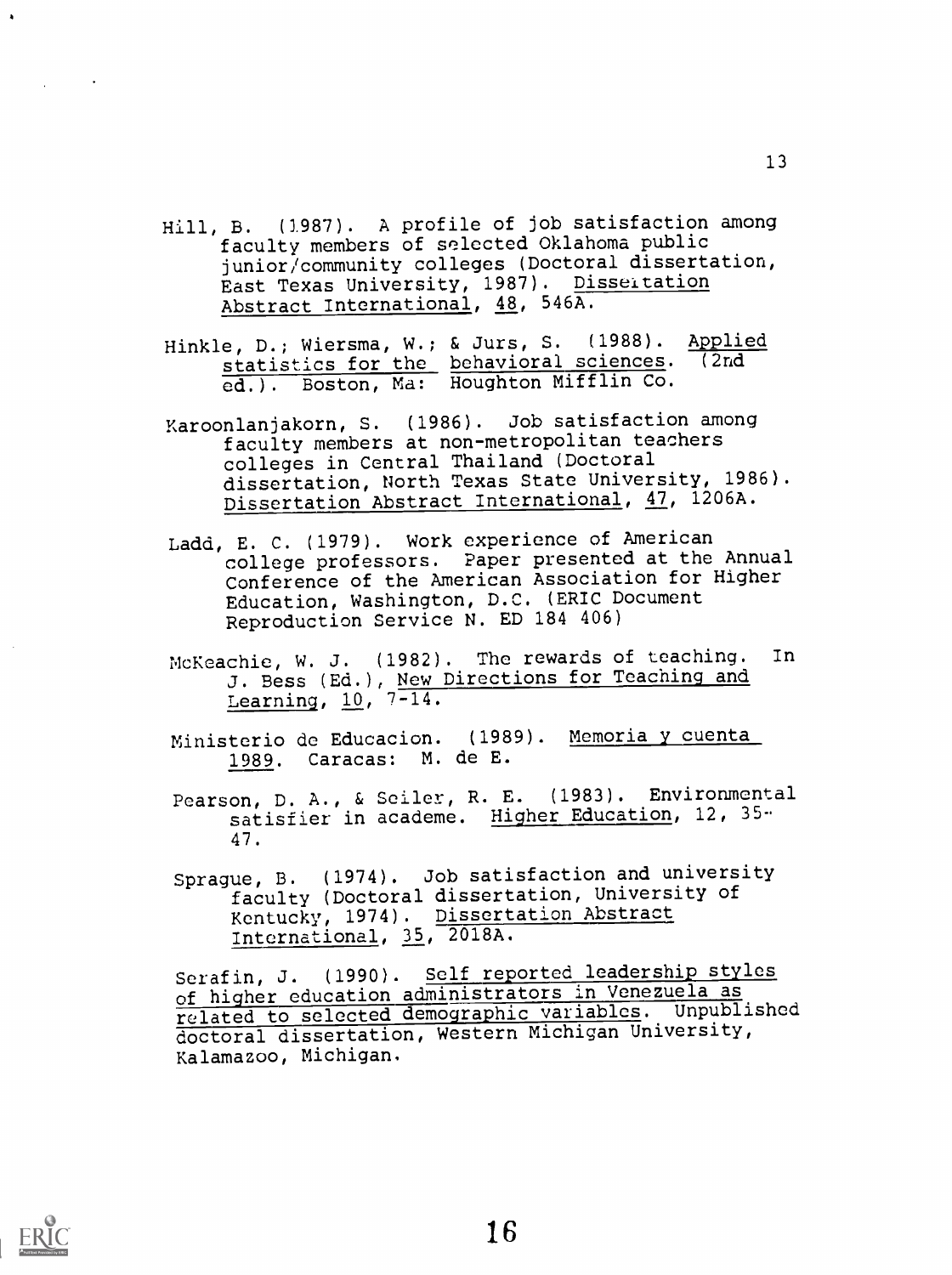Hill, B. (1987). A profile of job satisfaction among faculty members of selected Oklahoma public junior/community colleges (Doctoral dissertation, East Texas University, 1987). Disseitation Abstract International, 48, 546A.

Hinkle, D.; Wiersma, W.; & Jurs, S. (1988). Applied statistics for the behavioral sciences. (2nd ed.). Boston, Ma: Houghton Mifflin Co.

Karoonlanjakorn, S. (1986). Job satisfaction among faculty members at non-metropolitan teachers colleges in Central Thailand (Doctoral dissertation, North Texas State University, 1986). Dissertation Abstract International, 47, 1206A.

Ladd, E. C. (1979). Work experience of American college professors. Paper presented at the Annual Conference of the American Association for Higher Education, Washington, D.C. (ERIC Document Reproduction Service N. ED 184 406)

McKeachie, W. J. (1982). The rewards of teaching. In J. Bess (Ed.), New Directions for Teaching and Learning, 10, 7-14.

Ministerio de Educacion. (1989). Memoria y cuenta 1989. Caracas: M. de E.

Pearson, D. A., & Seiler, R. E. (1983). Environmental satisfier in academe. Higher Education, 12, 35-47.

Sprague, B. (1974). Job satisfaction and university faculty (Doctoral dissertation, University of Kentucky, 1974). Dissertation Abstract International, 35, 2018A.

Serafin, J. (1990). Self reported leadership styles of higher education administrators in Venezuela as related to selected demographic variables. Unpublished doctoral dissertation, Western Michigan University, Kalamazoo, Michigan.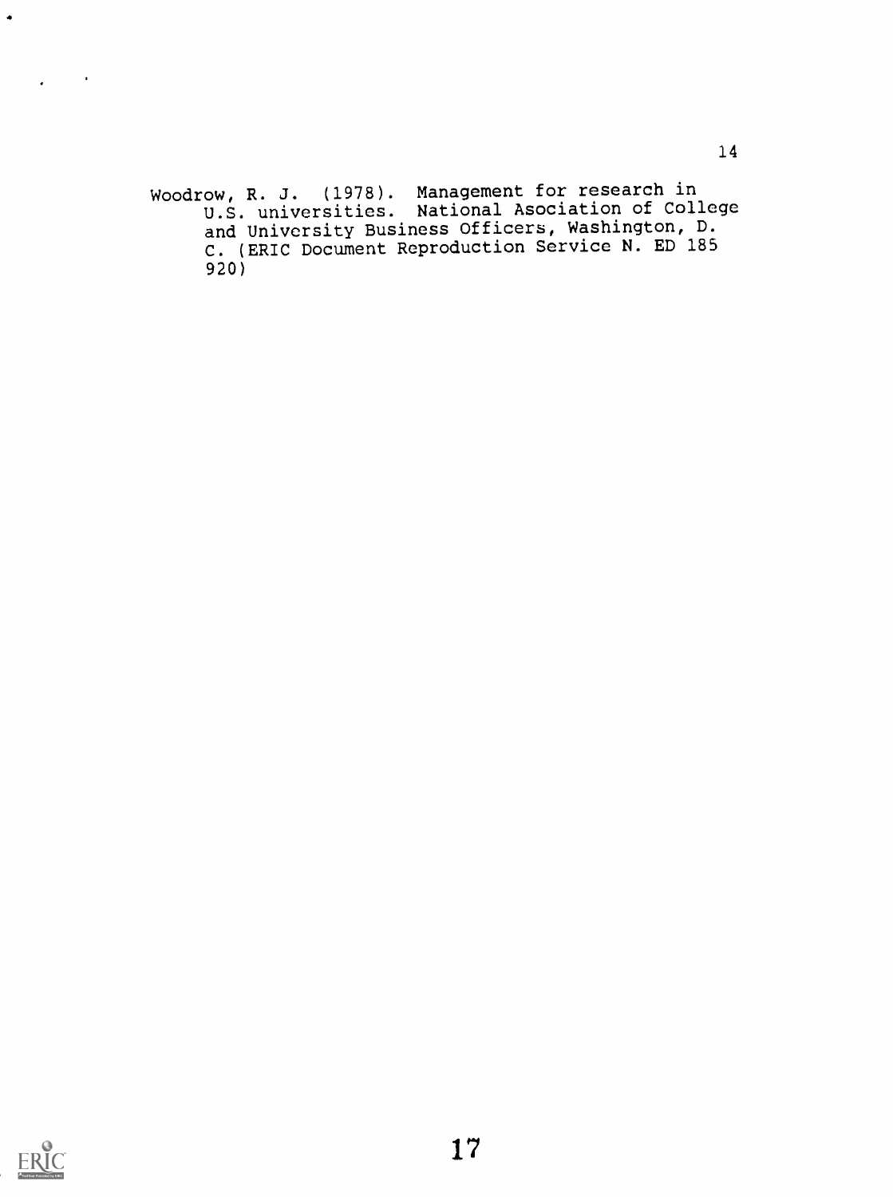Woodrow, R. J. (1978). Management for research in U.S. universities. National Asociation of College and University Business Officers, Washington, D. C. (ERIC Document Reproduction Service N. ED 185 920)